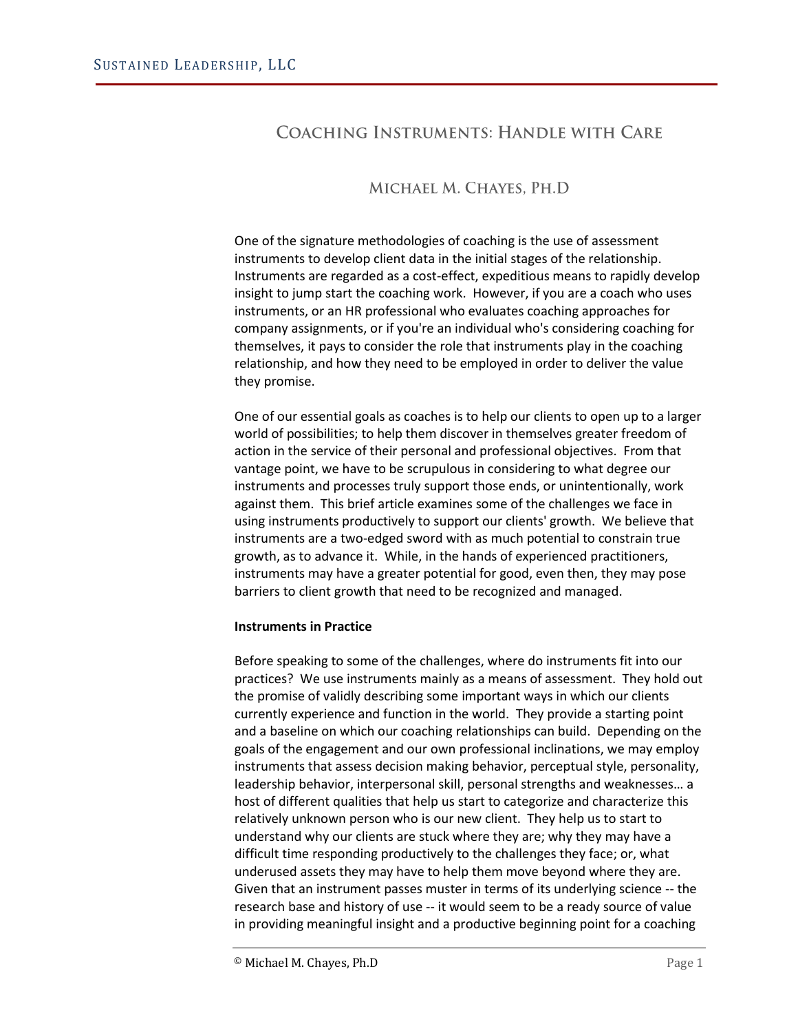# Coaching Instruments: Handle with Care

## Michael M. Chayes, Ph.D

One of the signature methodologies of coaching is the use of assessment instruments to develop client data in the initial stages of the relationship. Instruments are regarded as a cost-effect, expeditious means to rapidly develop insight to jump start the coaching work. However, if you are a coach who uses instruments, or an HR professional who evaluates coaching approaches for company assignments, or if you're an individual who's considering coaching for themselves, it pays to consider the role that instruments play in the coaching relationship, and how they need to be employed in order to deliver the value they promise.

One of our essential goals as coaches is to help our clients to open up to a larger world of possibilities; to help them discover in themselves greater freedom of action in the service of their personal and professional objectives. From that vantage point, we have to be scrupulous in considering to what degree our instruments and processes truly support those ends, or unintentionally, work against them. This brief article examines some of the challenges we face in using instruments productively to support our clients' growth. We believe that instruments are a two-edged sword with as much potential to constrain true growth, as to advance it. While, in the hands of experienced practitioners, instruments may have a greater potential for good, even then, they may pose barriers to client growth that need to be recognized and managed.

**Instruments in Practice**

Before speaking to some of the challenges, where do instruments fit into our practices? We use instruments mainly as a means of assessment. They hold out the promise of validly describing some important ways in which our clients currently experience and function in the world. They provide a starting point and a baseline on which our coaching relationships can build. Depending on the goals of the engagement and our own professional inclinations, we may employ instruments that assess decision making behavior, perceptual style, personality, leadership behavior, interpersonal skill, personal strengths and weaknesses… a host of different qualities that help us start to categorize and characterize this relatively unknown person who is our new client. They help us to start to understand why our clients are stuck where they are; why they may have a difficult time responding productively to the challenges they face; or, what underused assets they may have to help them move beyond where they are. Given that an instrument passes muster in terms of its underlying science -- the research base and history of use -- it would seem to be a ready source of value in providing meaningful insight and a productive beginning point for a coaching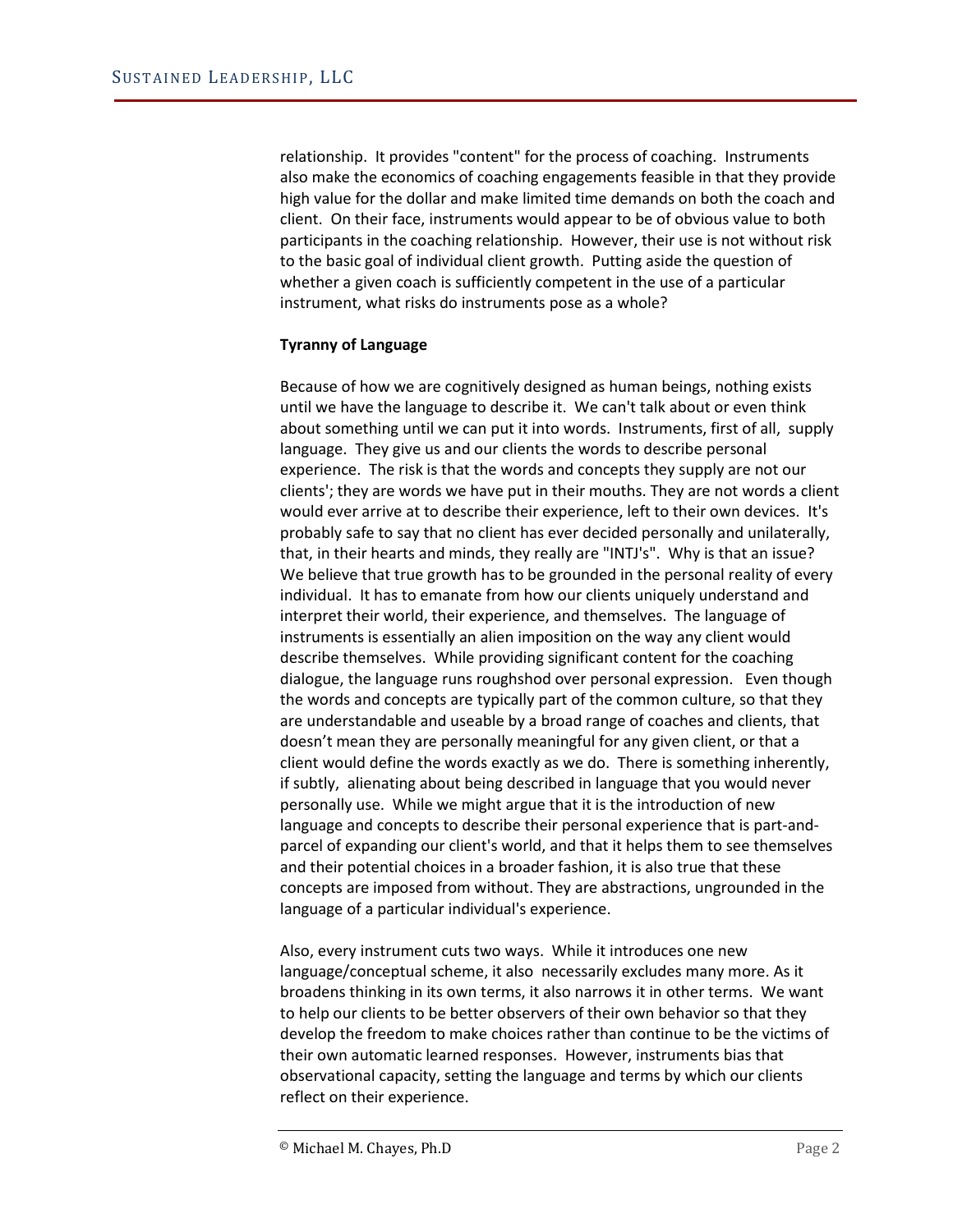relationship. It provides "content" for the process of coaching. Instruments also make the economics of coaching engagements feasible in that they provide high value for the dollar and make limited time demands on both the coach and client. On their face, instruments would appear to be of obvious value to both participants in the coaching relationship. However, their use is not without risk to the basic goal of individual client growth. Putting aside the question of whether a given coach is sufficiently competent in the use of a particular instrument, what risks do instruments pose as a whole?

**Tyranny of Language**

Because of how we are cognitively designed as human beings, nothing exists until we have the language to describe it. We can't talk about or even think about something until we can put it into words. Instruments, first of all, supply language. They give us and our clients the words to describe personal experience. The risk is that the words and concepts they supply are not our clients'; they are words we have put in their mouths. They are not words a client would ever arrive at to describe their experience, left to their own devices. It's probably safe to say that no client has ever decided personally and unilaterally, that, in their hearts and minds, they really are "INTJ's". Why is that an issue? We believe that true growth has to be grounded in the personal reality of every individual. It has to emanate from how our clients uniquely understand and interpret their world, their experience, and themselves. The language of instruments is essentially an alien imposition on the way any client would describe themselves. While providing significant content for the coaching dialogue, the language runs roughshod over personal expression. Even though the words and concepts are typically part of the common culture, so that they are understandable and useable by a broad range of coaches and clients, that doesn't mean they are personally meaningful for any given client, or that a client would define the words exactly as we do. There is something inherently, if subtly, alienating about being described in language that you would never personally use. While we might argue that it is the introduction of new language and concepts to describe their personal experience that is part-and-parcel of expanding our client's world, and that it helps them to see themselves and their potential choices in a broader fashion, it is also true that these concepts are imposed from without. They are abstractions, ungrounded in the language of a particular individual's experience.

Also, every instrument cuts two ways. While it introduces one new language/conceptual scheme, it also necessarily excludes many more. As it broadens thinking in its own terms, it also narrows it in other terms. We want to help our clients to be better observers of their own behavior so that they develop the freedom to make choices rather than continue to be the victims of their own automatic learned responses. However, instruments bias that observational capacity, setting the language and terms by which our clients reflect on their experience.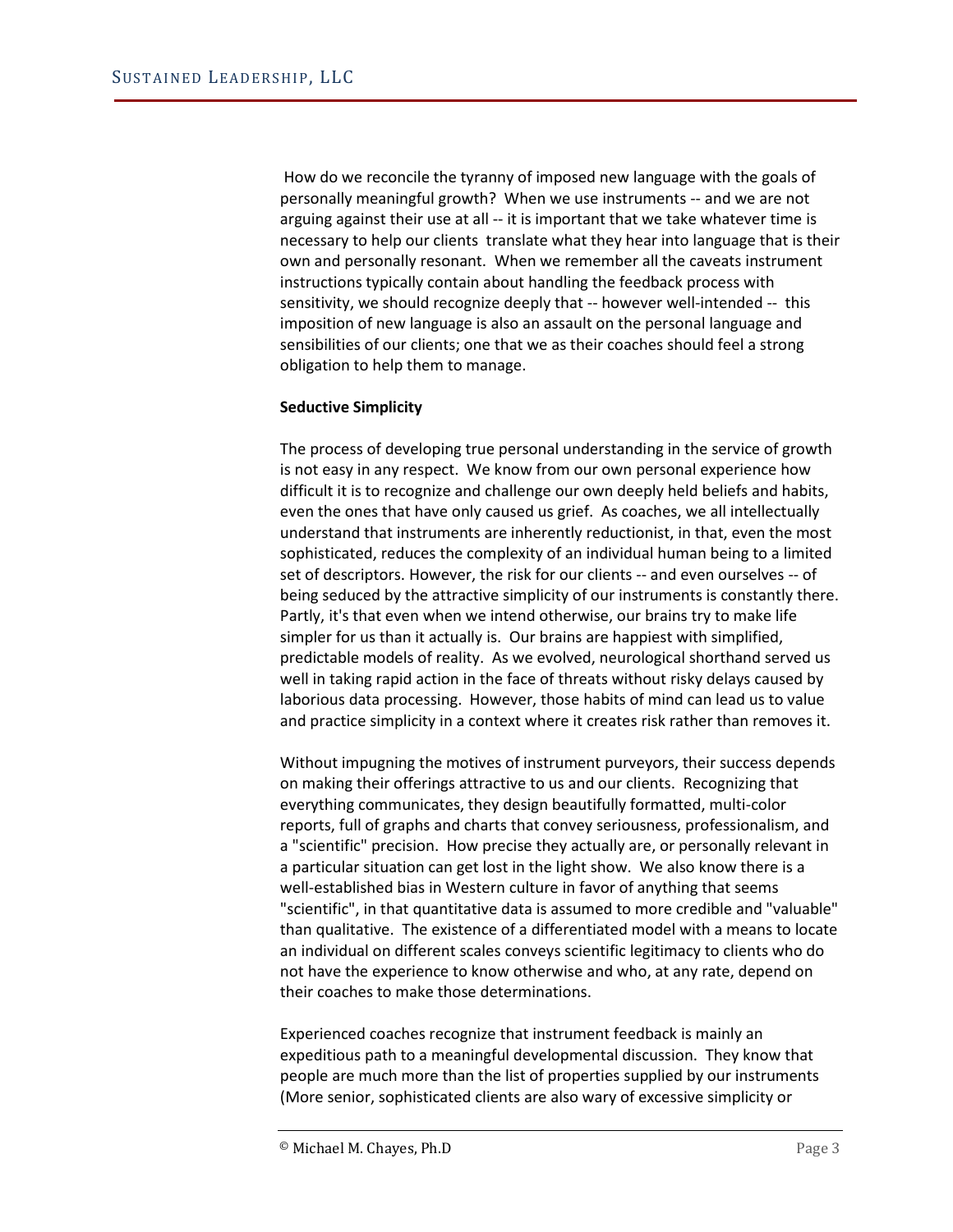How do we reconcile the tyranny of imposed new language with the goals of personally meaningful growth? When we use instruments -- and we are not arguing against their use at all -- it is important that we take whatever time is necessary to help our clients translate what they hear into language that is their own and personally resonant. When we remember all the caveats instrument instructions typically contain about handling the feedback process with sensitivity, we should recognize deeply that -- however well-intended -- this imposition of new language is also an assault on the personal language and sensibilities of our clients; one that we as their coaches should feel a strong obligation to help them to manage.

**Seductive Simplicity**

The process of developing true personal understanding in the service of growth is not easy in any respect. We know from our own personal experience how difficult it is to recognize and challenge our own deeply held beliefs and habits, even the ones that have only caused us grief. As coaches, we all intellectually understand that instruments are inherently reductionist, in that, even the most sophisticated, reduces the complexity of an individual human being to a limited set of descriptors. However, the risk for our clients -- and even ourselves -- of being seduced by the attractive simplicity of our instruments is constantly there. Partly, it's that even when we intend otherwise, our brains try to make life simpler for us than it actually is. Our brains are happiest with simplified, predictable models of reality. As we evolved, neurological shorthand served us well in taking rapid action in the face of threats without risky delays caused by laborious data processing. However, those habits of mind can lead us to value and practice simplicity in a context where it creates risk rather than removes it.

Without impugning the motives of instrument purveyors, their success depends on making their offerings attractive to us and our clients. Recognizing that everything communicates, they design beautifully formatted, multi-color reports, full of graphs and charts that convey seriousness, professionalism, and a "scientific" precision. How precise they actually are, or personally relevant in a particular situation can get lost in the light show. We also know there is a well-established bias in Western culture in favor of anything that seems "scientific", in that quantitative data is assumed to more credible and "valuable" than qualitative. The existence of a differentiated model with a means to locate an individual on different scales conveys scientific legitimacy to clients who do not have the experience to know otherwise and who, at any rate, depend on their coaches to make those determinations.

Experienced coaches recognize that instrument feedback is mainly an expeditious path to a meaningful developmental discussion. They know that people are much more than the list of properties supplied by our instruments (More senior, sophisticated clients are also wary of excessive simplicity or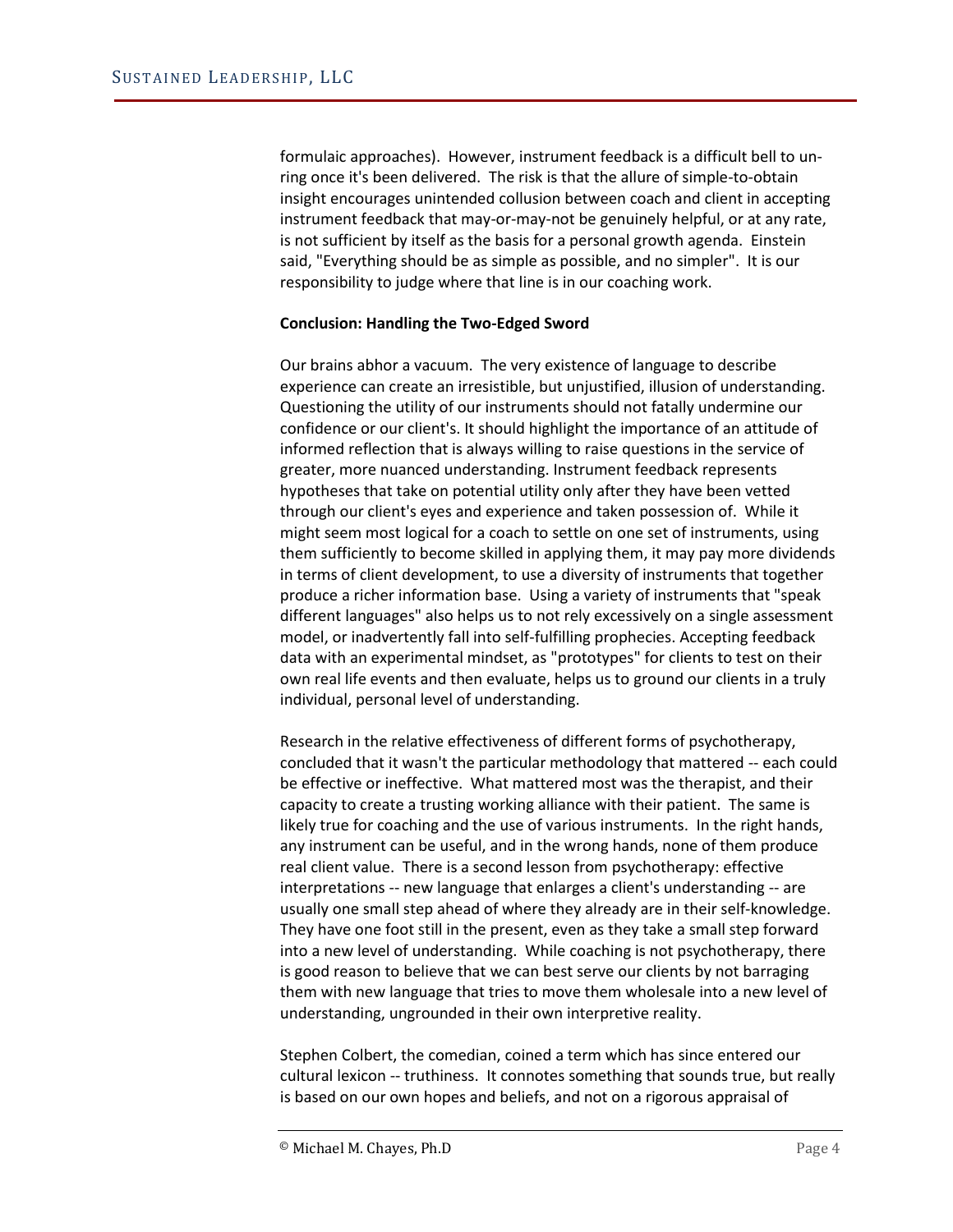formulaic approaches). However, instrument feedback is a difficult bell to un-ring once it's been delivered. The risk is that the allure of simple-to-obtain insight encourages unintended collusion between coach and client in accepting instrument feedback that may-or-may-not be genuinely helpful, or at any rate, is not sufficient by itself as the basis for a personal growth agenda. Einstein said, "Everything should be as simple as possible, and no simpler". It is our responsibility to judge where that line is in our coaching work.

**Conclusion: Handling the Two-Edged Sword**

Our brains abhor a vacuum. The very existence of language to describe experience can create an irresistible, but unjustified, illusion of understanding. Questioning the utility of our instruments should not fatally undermine our confidence or our client's. It should highlight the importance of an attitude of informed reflection that is always willing to raise questions in the service of greater, more nuanced understanding. Instrument feedback represents hypotheses that take on potential utility only after they have been vetted through our client's eyes and experience and taken possession of. While it might seem most logical for a coach to settle on one set of instruments, using them sufficiently to become skilled in applying them, it may pay more dividends in terms of client development, to use a diversity of instruments that together produce a richer information base. Using a variety of instruments that "speak different languages" also helps us to not rely excessively on a single assessment model, or inadvertently fall into self-fulfilling prophecies. Accepting feedback data with an experimental mindset, as "prototypes" for clients to test on their own real life events and then evaluate, helps us to ground our clients in a truly individual, personal level of understanding.

Research in the relative effectiveness of different forms of psychotherapy, concluded that it wasn't the particular methodology that mattered -- each could be effective or ineffective. What mattered most was the therapist, and their capacity to create a trusting working alliance with their patient. The same is likely true for coaching and the use of various instruments. In the right hands, any instrument can be useful, and in the wrong hands, none of them produce real client value. There is a second lesson from psychotherapy: effective interpretations -- new language that enlarges a client's understanding -- are usually one small step ahead of where they already are in their self-knowledge. They have one foot still in the present, even as they take a small step forward into a new level of understanding. While coaching is not psychotherapy, there is good reason to believe that we can best serve our clients by not barraging them with new language that tries to move them wholesale into a new level of understanding, ungrounded in their own interpretive reality.

Stephen Colbert, the comedian, coined a term which has since entered our cultural lexicon -- truthiness. It connotes something that sounds true, but really is based on our own hopes and beliefs, and not on a rigorous appraisal of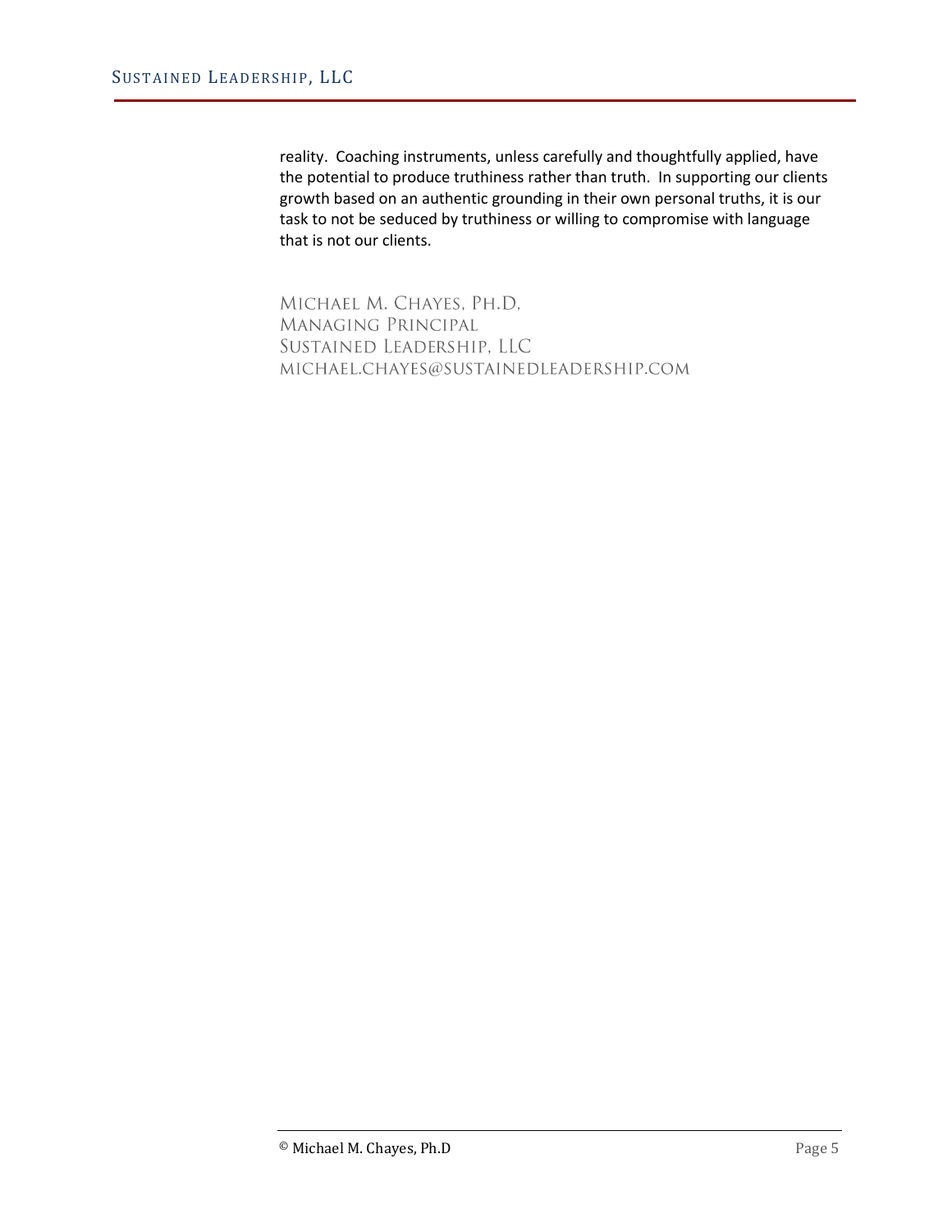reality. Coaching instruments, unless carefully and thoughtfully applied, have the potential to produce truthiness rather than truth. In supporting our clients growth based on an authentic grounding in their own personal truths, it is our task to not be seduced by truthiness or willing to compromise with language that is not our clients.

MICHAEL M. CHAYES, PH.D,
MANAGING PRINCIPAL
SUSTAINED LEADERSHIP, LLC
MICHAEL.CHAYES@SUSTAINEDLEADERSHIP.COM